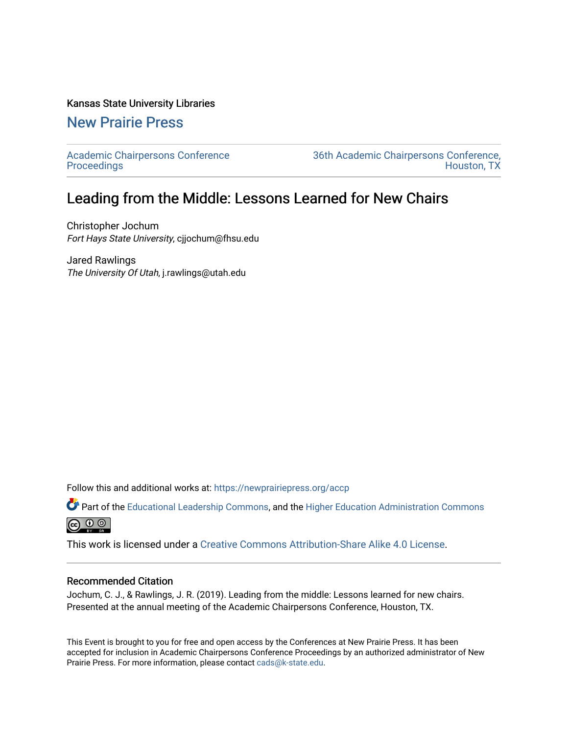Kansas State University Libraries

## New Prairie Press

Academic Chairpersons Conference Proceedings

36th Academic Chairpersons Conference, Houston, TX

# Leading from the Middle: Lessons Learned for New Chairs

Christopher Jochum
*Fort Hays State University*, cjjochum@fhsu.edu

Jared Rawlings
*The University Of Utah*, j.rawlings@utah.edu

Follow this and additional works at: https://newprairiepress.org/accp

Part of the Educational Leadership Commons, and the Higher Education Administration Commons

This work is licensed under a Creative Commons Attribution-Share Alike 4.0 License.

### Recommended Citation

Jochum, C. J., & Rawlings, J. R. (2019). Leading from the middle: Lessons learned for new chairs. Presented at the annual meeting of the Academic Chairpersons Conference, Houston, TX.

This Event is brought to you for free and open access by the Conferences at New Prairie Press. It has been accepted for inclusion in Academic Chairpersons Conference Proceedings by an authorized administrator of New Prairie Press. For more information, please contact cads@k-state.edu.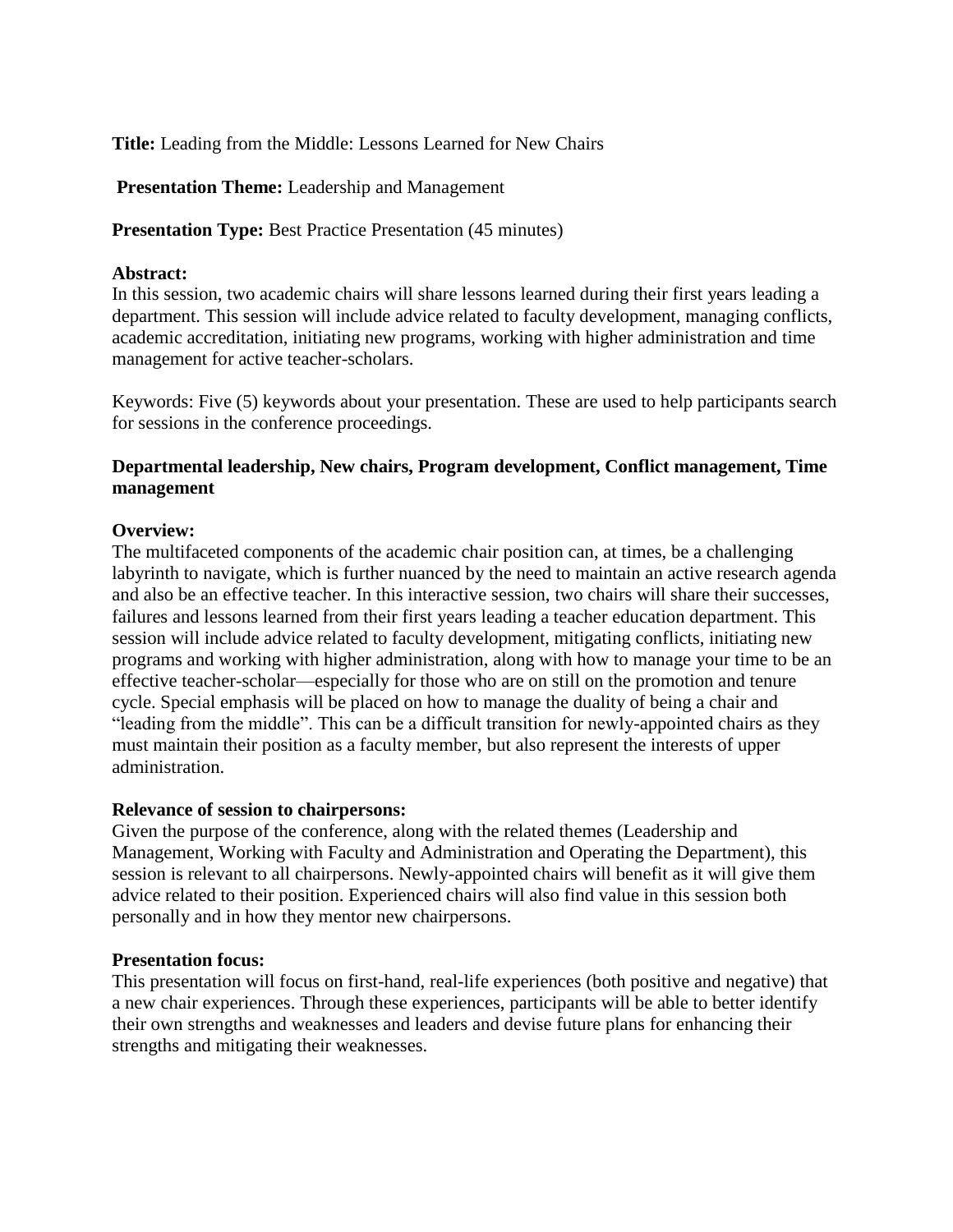**Title:** Leading from the Middle: Lessons Learned for New Chairs

**Presentation Theme:** Leadership and Management

**Presentation Type:** Best Practice Presentation (45 minutes)

**Abstract:**
In this session, two academic chairs will share lessons learned during their first years leading a department. This session will include advice related to faculty development, managing conflicts, academic accreditation, initiating new programs, working with higher administration and time management for active teacher-scholars.

Keywords: Five (5) keywords about your presentation. These are used to help participants search for sessions in the conference proceedings.

**Departmental leadership, New chairs, Program development, Conflict management, Time management**

**Overview:**
The multifaceted components of the academic chair position can, at times, be a challenging labyrinth to navigate, which is further nuanced by the need to maintain an active research agenda and also be an effective teacher. In this interactive session, two chairs will share their successes, failures and lessons learned from their first years leading a teacher education department. This session will include advice related to faculty development, mitigating conflicts, initiating new programs and working with higher administration, along with how to manage your time to be an effective teacher-scholar—especially for those who are on still on the promotion and tenure cycle. Special emphasis will be placed on how to manage the duality of being a chair and "leading from the middle". This can be a difficult transition for newly-appointed chairs as they must maintain their position as a faculty member, but also represent the interests of upper administration.

**Relevance of session to chairpersons:**
Given the purpose of the conference, along with the related themes (Leadership and Management, Working with Faculty and Administration and Operating the Department), this session is relevant to all chairpersons. Newly-appointed chairs will benefit as it will give them advice related to their position. Experienced chairs will also find value in this session both personally and in how they mentor new chairpersons.

**Presentation focus:**
This presentation will focus on first-hand, real-life experiences (both positive and negative) that a new chair experiences. Through these experiences, participants will be able to better identify their own strengths and weaknesses and leaders and devise future plans for enhancing their strengths and mitigating their weaknesses.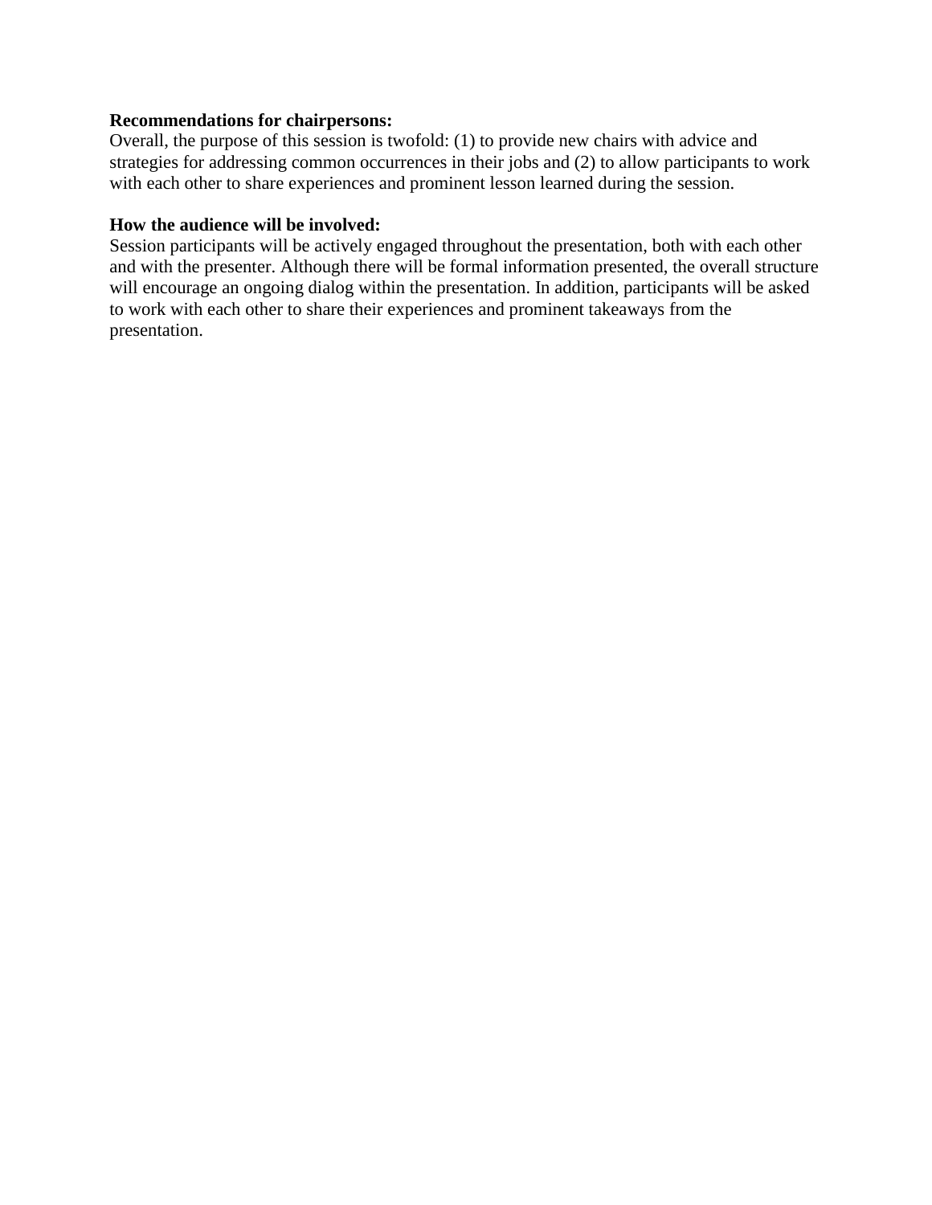**Recommendations for chairpersons:**
Overall, the purpose of this session is twofold: (1) to provide new chairs with advice and strategies for addressing common occurrences in their jobs and (2) to allow participants to work with each other to share experiences and prominent lesson learned during the session.

**How the audience will be involved:**
Session participants will be actively engaged throughout the presentation, both with each other and with the presenter. Although there will be formal information presented, the overall structure will encourage an ongoing dialog within the presentation. In addition, participants will be asked to work with each other to share their experiences and prominent takeaways from the presentation.